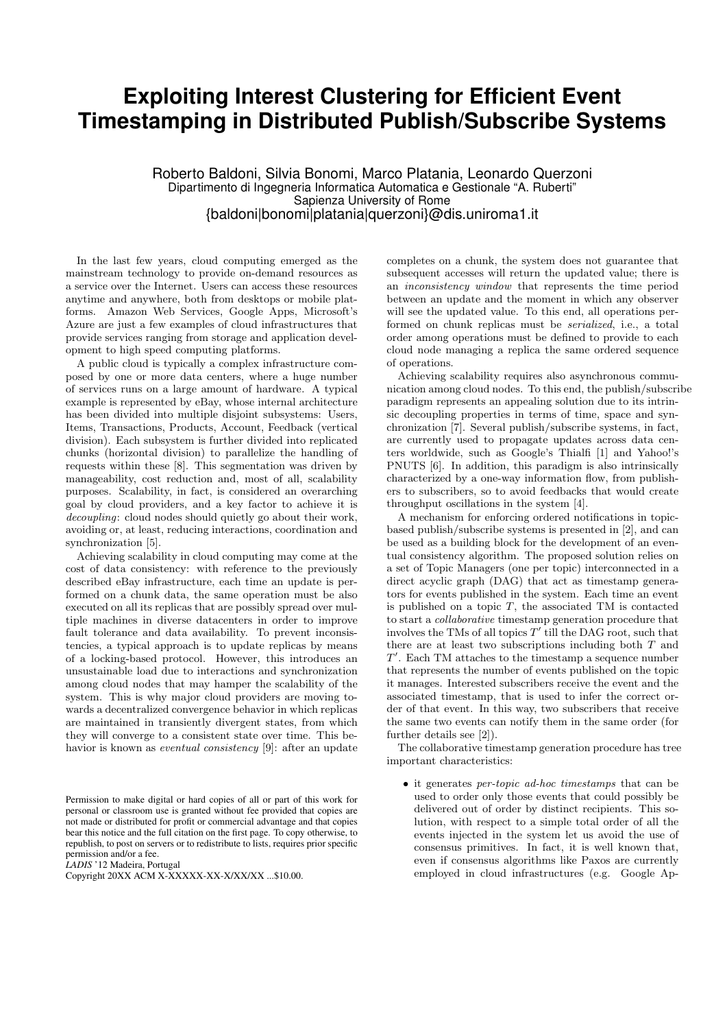# Exploiting Interest Clustering for Efficient Event Timestamping in Distributed Publish/Subscribe Systems

Roberto Baldoni, Silvia Bonomi, Marco Platania, Leonardo Querzoni
Dipartimento di Ingegneria Informatica Automatica e Gestionale "A. Ruberti"
Sapienza University of Rome
{baldoni|bonomi|platania|querzoni}@dis.uniroma1.it

In the last few years, cloud computing emerged as the mainstream technology to provide on-demand resources as a service over the Internet. Users can access these resources anytime and anywhere, both from desktops or mobile platforms. Amazon Web Services, Google Apps, Microsoft's Azure are just a few examples of cloud infrastructures that provide services ranging from storage and application development to high speed computing platforms.

A public cloud is typically a complex infrastructure composed by one or more data centers, where a huge number of services runs on a large amount of hardware. A typical example is represented by eBay, whose internal architecture has been divided into multiple disjoint subsystems: Users, Items, Transactions, Products, Account, Feedback (vertical division). Each subsystem is further divided into replicated chunks (horizontal division) to parallelize the handling of requests within these [8]. This segmentation was driven by manageability, cost reduction and, most of all, scalability purposes. Scalability, in fact, is considered an overarching goal by cloud providers, and a key factor to achieve it is *decoupling*: cloud nodes should quietly go about their work, avoiding or, at least, reducing interactions, coordination and synchronization [5].

Achieving scalability in cloud computing may come at the cost of data consistency: with reference to the previously described eBay infrastructure, each time an update is performed on a chunk data, the same operation must be also executed on all its replicas that are possibly spread over multiple machines in diverse datacenters in order to improve fault tolerance and data availability. To prevent inconsistencies, a typical approach is to update replicas by means of a locking-based protocol. However, this introduces an unsustainable load due to interactions and synchronization among cloud nodes that may hamper the scalability of the system. This is why major cloud providers are moving towards a decentralized convergence behavior in which replicas are maintained in transiently divergent states, from which they will converge to a consistent state over time. This behavior is known as *eventual consistency* [9]: after an update completes on a chunk, the system does not guarantee that subsequent accesses will return the updated value; there is an *inconsistency window* that represents the time period between an update and the moment in which any observer will see the updated value. To this end, all operations performed on chunk replicas must be *serialized*, i.e., a total order among operations must be defined to provide to each cloud node managing a replica the same ordered sequence of operations.

Achieving scalability requires also asynchronous communication among cloud nodes. To this end, the publish/subscribe paradigm represents an appealing solution due to its intrinsic decoupling properties in terms of time, space and synchronization [7]. Several publish/subscribe systems, in fact, are currently used to propagate updates across data centers worldwide, such as Google's Thialfi [1] and Yahoo!'s PNUTS [6]. In addition, this paradigm is also intrinsically characterized by a one-way information flow, from publishers to subscribers, so to avoid feedbacks that would create throughput oscillations in the system [4].

A mechanism for enforcing ordered notifications in topic-based publish/subscribe systems is presented in [2], and can be used as a building block for the development of an eventual consistency algorithm. The proposed solution relies on a set of Topic Managers (one per topic) interconnected in a direct acyclic graph (DAG) that act as timestamp generators for events published in the system. Each time an event is published on a topic $T$, the associated TM is contacted to start a *collaborative* timestamp generation procedure that involves the TMs of all topics $T'$ till the DAG root, such that there are at least two subscriptions including both $T$ and $T'$. Each TM attaches to the timestamp a sequence number that represents the number of events published on the topic it manages. Interested subscribers receive the event and the associated timestamp, that is used to infer the correct order of that event. In this way, two subscribers that receive the same two events can notify them in the same order (for further details see [2]).

The collaborative timestamp generation procedure has tree important characteristics:

- it generates *per-topic ad-hoc timestamps* that can be used to order only those events that could possibly be delivered out of order by distinct recipients. This solution, with respect to a simple total order of all the events injected in the system let us avoid the use of consensus primitives. In fact, it is well known that, even if consensus algorithms like Paxos are currently employed in cloud infrastructures (e.g. Google Ap-

Permission to make digital or hard copies of all or part of this work for personal or classroom use is granted without fee provided that copies are not made or distributed for profit or commercial advantage and that copies bear this notice and the full citation on the first page. To copy otherwise, to republish, to post on servers or to redistribute to lists, requires prior specific permission and/or a fee.
*LADIS* '12 Madeira, Portugal
Copyright 20XX ACM X-XXXXX-XX-X/XX/XX ...$10.00.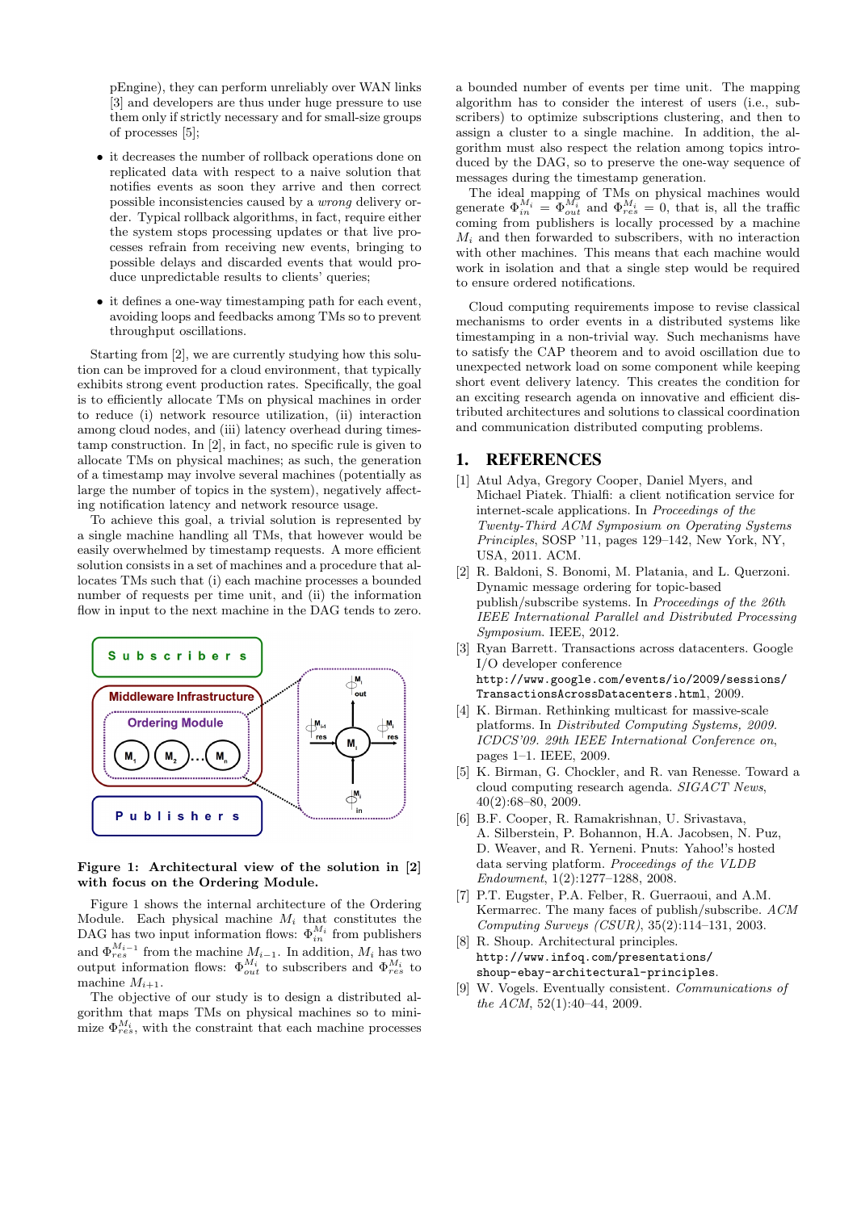pEngine), they can perform unreliably over WAN links [3] and developers are thus under huge pressure to use them only if strictly necessary and for small-size groups of processes [5];

- it decreases the number of rollback operations done on replicated data with respect to a naive solution that notifies events as soon they arrive and then correct possible inconsistencies caused by a *wrong* delivery order. Typical rollback algorithms, in fact, require either the system stops processing updates or that live processes refrain from receiving new events, bringing to possible delays and discarded events that would produce unpredictable results to clients' queries;
- it defines a one-way timestamping path for each event, avoiding loops and feedbacks among TMs so to prevent throughput oscillations.

Starting from [2], we are currently studying how this solution can be improved for a cloud environment, that typically exhibits strong event production rates. Specifically, the goal is to efficiently allocate TMs on physical machines in order to reduce (i) network resource utilization, (ii) interaction among cloud nodes, and (iii) latency overhead during timestamp construction. In [2], in fact, no specific rule is given to allocate TMs on physical machines; as such, the generation of a timestamp may involve several machines (potentially as large the number of topics in the system), negatively affecting notification latency and network resource usage.

To achieve this goal, a trivial solution is represented by a single machine handling all TMs, that however would be easily overwhelmed by timestamp requests. A more efficient solution consists in a set of machines and a procedure that allocates TMs such that (i) each machine processes a bounded number of requests per time unit, and (ii) the information flow in input to the next machine in the DAG tends to zero.

Subscribers

Middleware Infrastructure

Ordering Module

$M_1$ $M_2$ ... $M_n$

Publishers

$M_i$ out

$M_{i-1}$ res

$M_i$

$M_i$ res

$M_i$ in

**Figure 1: Architectural view of the solution in [2] with focus on the Ordering Module.**

Figure 1 shows the internal architecture of the Ordering Module. Each physical machine $M_i$ that constitutes the DAG has two input information flows: $\Phi_{in}^{M_i}$ from publishers and $\Phi_{res}^{M_{i-1}}$ from the machine $M_{i-1}$. In addition, $M_i$ has two output information flows: $\Phi_{out}^{M_i}$ to subscribers and $\Phi_{res}^{M_i}$ to machine $M_{i+1}$.

The objective of our study is to design a distributed algorithm that maps TMs on physical machines so to minimize $\Phi_{res}^{M_i}$, with the constraint that each machine processes a bounded number of events per time unit. The mapping algorithm has to consider the interest of users (i.e., subscribers) to optimize subscriptions clustering, and then to assign a cluster to a single machine. In addition, the algorithm must also respect the relation among topics introduced by the DAG, so to preserve the one-way sequence of messages during the timestamp generation.

The ideal mapping of TMs on physical machines would generate $\Phi_{in}^{M_i} = \Phi_{out}^{M_i}$ and $\Phi_{res}^{M_i} = 0$, that is, all the traffic coming from publishers is locally processed by a machine $M_i$ and then forwarded to subscribers, with no interaction with other machines. This means that each machine would work in isolation and that a single step would be required to ensure ordered notifications.

Cloud computing requirements impose to revise classical mechanisms to order events in a distributed systems like timestamping in a non-trivial way. Such mechanisms have to satisfy the CAP theorem and to avoid oscillation due to unexpected network load on some component while keeping short event delivery latency. This creates the condition for an exciting research agenda on innovative and efficient distributed architectures and solutions to classical coordination and communication distributed computing problems.

# 1. REFERENCES

[1] Atul Adya, Gregory Cooper, Daniel Myers, and Michael Piatek. Thialfi: a client notification service for internet-scale applications. In *Proceedings of the Twenty-Third ACM Symposium on Operating Systems Principles*, SOSP '11, pages 129–142, New York, NY, USA, 2011. ACM.

[2] R. Baldoni, S. Bonomi, M. Platania, and L. Querzoni. Dynamic message ordering for topic-based publish/subscribe systems. In *Proceedings of the 26th IEEE International Parallel and Distributed Processing Symposium*. IEEE, 2012.

[3] Ryan Barrett. Transactions across datacenters. Google I/O developer conference `http://www.google.com/events/io/2009/sessions/TransactionsAcrossDatacenters.html`, 2009.

[4] K. Birman. Rethinking multicast for massive-scale platforms. In *Distributed Computing Systems, 2009. ICDCS'09. 29th IEEE International Conference on*, pages 1–1. IEEE, 2009.

[5] K. Birman, G. Chockler, and R. van Renesse. Toward a cloud computing research agenda. *SIGACT News*, 40(2):68–80, 2009.

[6] B.F. Cooper, R. Ramakrishnan, U. Srivastava, A. Silberstein, P. Bohannon, H.A. Jacobsen, N. Puz, D. Weaver, and R. Yerneni. Pnuts: Yahoo!'s hosted data serving platform. *Proceedings of the VLDB Endowment*, 1(2):1277–1288, 2008.

[7] P.T. Eugster, P.A. Felber, R. Guerraoui, and A.M. Kermarrec. The many faces of publish/subscribe. *ACM Computing Surveys (CSUR)*, 35(2):114–131, 2003.

[8] R. Shoup. Architectural principles. `http://www.infoq.com/presentations/shoup-ebay-architectural-principles`.

[9] W. Vogels. Eventually consistent. *Communications of the ACM*, 52(1):40–44, 2009.